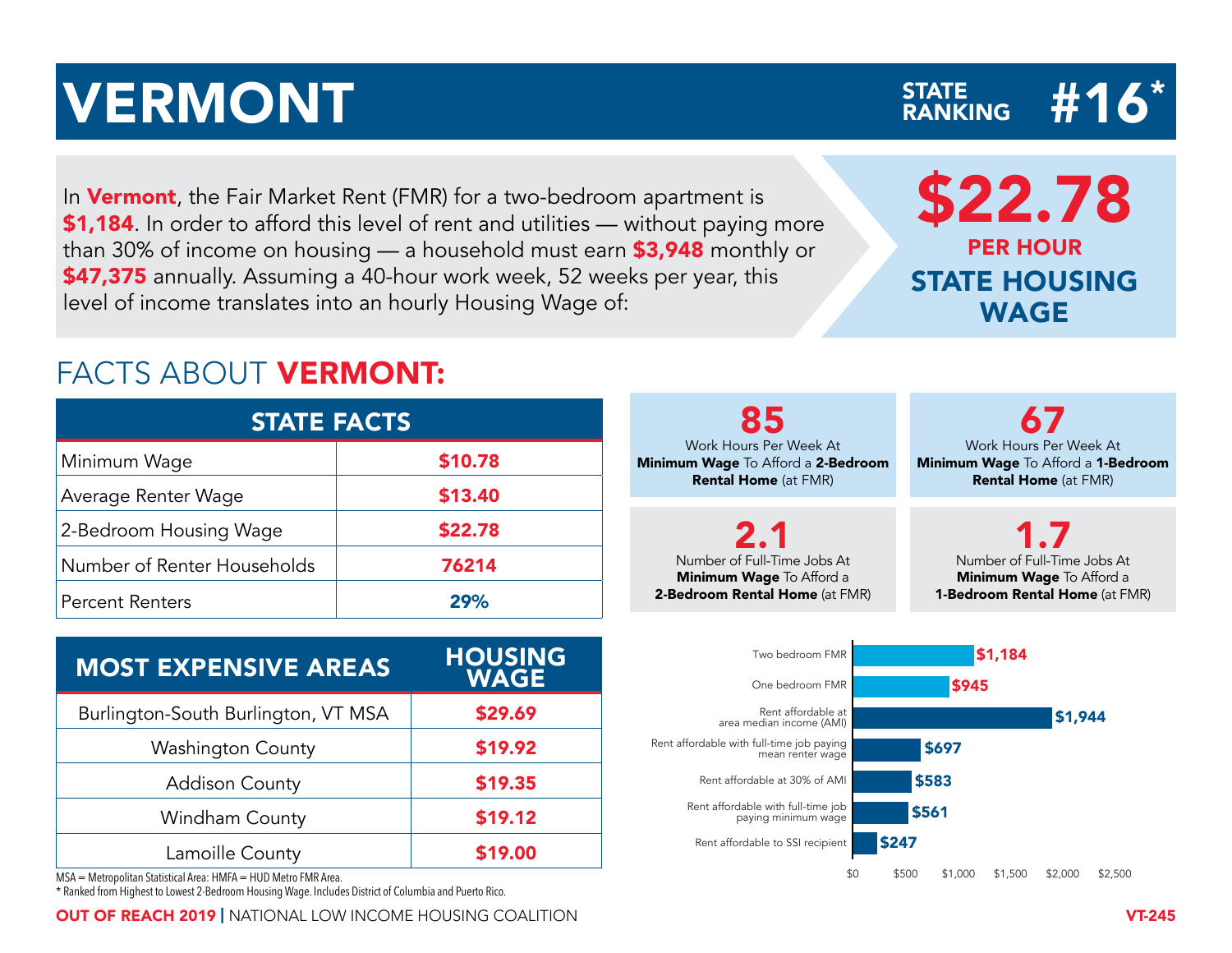# VERMONT

STATE RANKING **#16***

In **Vermont**, the Fair Market Rent (FMR) for a two-bedroom apartment is **$1,184**. In order to afford this level of rent and utilities — without paying more than 30% of income on housing — a household must earn **$3,948** monthly or **$47,375** annually. Assuming a 40-hour work week, 52 weeks per year, this level of income translates into an hourly Housing Wage of:

**$22.78**
**PER HOUR**
**STATE HOUSING WAGE**

## FACTS ABOUT **VERMONT:**

| STATE FACTS | |
|---|---|
| Minimum Wage | $10.78 |
| Average Renter Wage | $13.40 |
| 2-Bedroom Housing Wage | $22.78 |
| Number of Renter Households | 76214 |
| Percent Renters | 29% |

| MOST EXPENSIVE AREAS | HOUSING WAGE |
|---|---|
| Burlington-South Burlington, VT MSA | $29.69 |
| Washington County | $19.92 |
| Addison County | $19.35 |
| Windham County | $19.12 |
| Lamoille County | $19.00 |

MSA = Metropolitan Statistical Area: HMFA = HUD Metro FMR Area.

\* Ranked from Highest to Lowest 2-Bedroom Housing Wage. Includes District of Columbia and Puerto Rico.

**85** Work Hours Per Week At **Minimum Wage** To Afford a **2-Bedroom Rental Home** (at FMR)

**67** Work Hours Per Week At **Minimum Wage** To Afford a **1-Bedroom Rental Home** (at FMR)

**2.1** Number of Full-Time Jobs At **Minimum Wage** To Afford a **2-Bedroom Rental Home** (at FMR)

**1.7** Number of Full-Time Jobs At **Minimum Wage** To Afford a **1-Bedroom Rental Home** (at FMR)

| | |
|---|---|
| Two bedroom FMR | $1,184 |
| One bedroom FMR | $945 |
| Rent affordable at area median income (AMI) | $1,944 |
| Rent affordable with full-time job paying mean renter wage | $697 |
| Rent affordable at 30% of AMI | $583 |
| Rent affordable with full-time job paying minimum wage | $561 |
| Rent affordable to SSI recipient | $247 |

**OUT OF REACH 2019** | NATIONAL LOW INCOME HOUSING COALITION

VT-245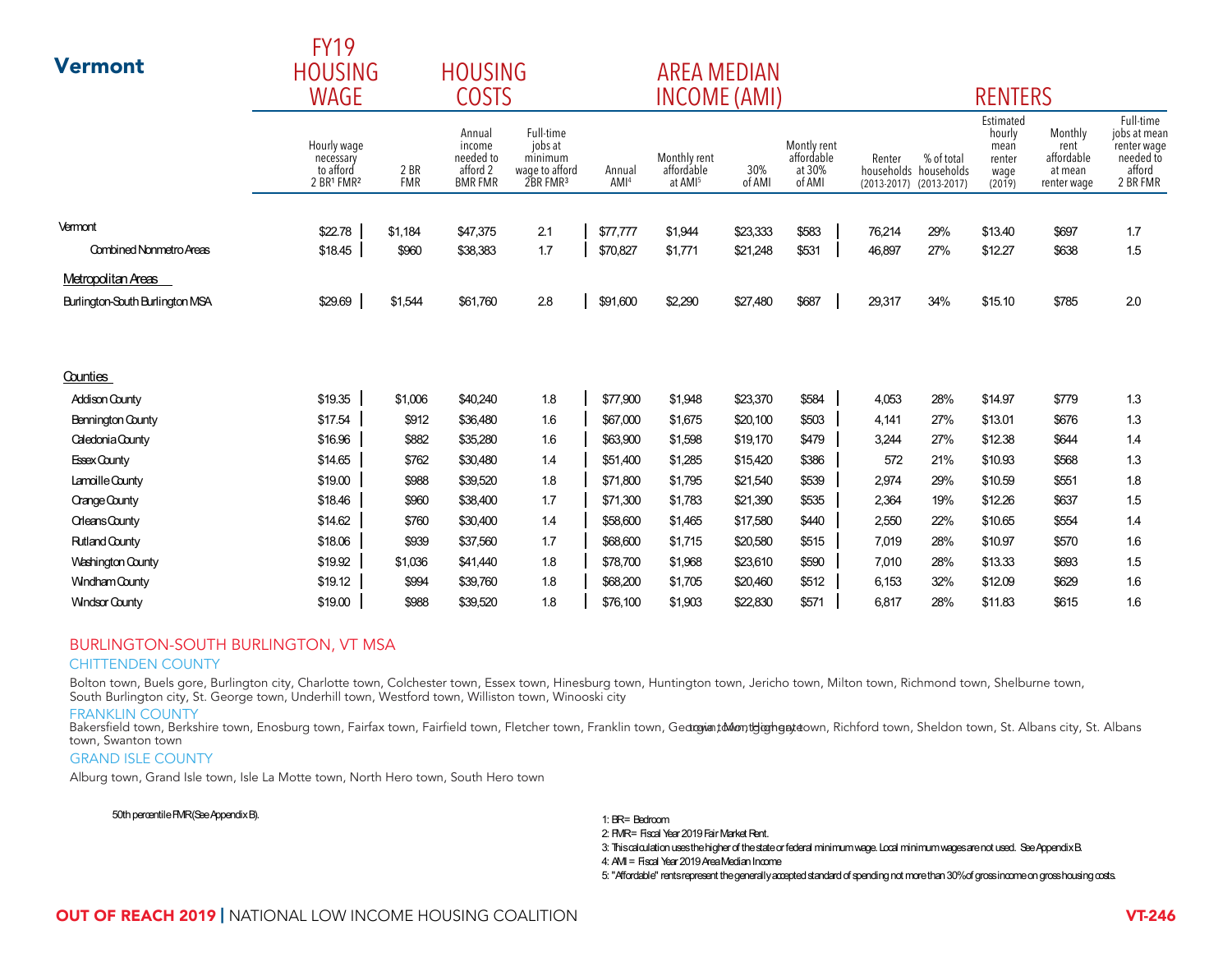# Vermont

| | FY19 HOUSING WAGE | HOUSING COSTS | | | AREA MEDIAN INCOME (AMI) | | | | RENTERS | | | | |
|---|---|---|---|---|---|---|---|---|---|---|---|---|---|
| | Hourly wage necessary to afford 2 BR[1] FMR[2] | 2 BR FMR | Annual income needed to afford 2 BMR FMR | Full-time jobs at minimum wage to afford 2BR FMR[3] | Annual AMI[4] | Monthly rent affordable at AMI[5] | 30% of AMI | Montly rent affordable at 30% of AMI | Renter households (2013-2017) | % of total households (2013-2017) | Estimated hourly mean renter wage (2019) | Monthly rent affordable at mean renter wage | Full-time jobs at mean renter wage needed to afford 2 BR FMR |
| Vermont | $22.78 | $1,184 | $47,375 | 2.1 | $77,777 | $1,944 | $23,333 | $583 | 76,214 | 29% | $13.40 | $697 | 1.7 |
| Combined Nonmetro Areas | $18.45 | $960 | $38,383 | 1.7 | $70,827 | $1,771 | $21,248 | $531 | 46,897 | 27% | $12.27 | $638 | 1.5 |
| **Metropolitan Areas** | | | | | | | | | | | | | |
| Burlington-South Burlington MSA | $29.69 | $1,544 | $61,760 | 2.8 | $91,600 | $2,290 | $27,480 | $687 | 29,317 | 34% | $15.10 | $785 | 2.0 |
| **Counties** | | | | | | | | | | | | | |
| Addison County | $19.35 | $1,006 | $40,240 | 1.8 | $77,900 | $1,948 | $23,370 | $584 | 4,053 | 28% | $14.97 | $779 | 1.3 |
| Bennington County | $17.54 | $912 | $36,480 | 1.6 | $67,000 | $1,675 | $20,100 | $503 | 4,141 | 27% | $13.01 | $676 | 1.3 |
| Caledonia County | $16.96 | $882 | $35,280 | 1.6 | $63,900 | $1,598 | $19,170 | $479 | 3,244 | 27% | $12.38 | $644 | 1.4 |
| Essex County | $14.65 | $762 | $30,480 | 1.4 | $51,400 | $1,285 | $15,420 | $386 | 572 | 21% | $10.93 | $568 | 1.3 |
| Lamoille County | $19.00 | $988 | $39,520 | 1.8 | $71,800 | $1,795 | $21,540 | $539 | 2,974 | 29% | $10.59 | $551 | 1.8 |
| Orange County | $18.46 | $960 | $38,400 | 1.7 | $71,300 | $1,783 | $21,390 | $535 | 2,364 | 19% | $12.26 | $637 | 1.5 |
| Orleans County | $14.62 | $760 | $30,400 | 1.4 | $58,600 | $1,465 | $17,580 | $440 | 2,550 | 22% | $10.65 | $554 | 1.4 |
| Rutland County | $18.06 | $939 | $37,560 | 1.7 | $68,600 | $1,715 | $20,580 | $515 | 7,019 | 28% | $10.97 | $570 | 1.6 |
| Washington County | $19.92 | $1,036 | $41,440 | 1.8 | $78,700 | $1,968 | $23,610 | $590 | 7,010 | 28% | $13.33 | $693 | 1.5 |
| Windham County | $19.12 | $994 | $39,760 | 1.8 | $68,200 | $1,705 | $20,460 | $512 | 6,153 | 32% | $12.09 | $629 | 1.6 |
| Windsor County | $19.00 | $988 | $39,520 | 1.8 | $76,100 | $1,903 | $22,830 | $571 | 6,817 | 28% | $11.83 | $615 | 1.6 |

## BURLINGTON-SOUTH BURLINGTON, VT MSA

### CHITTENDEN COUNTY

Bolton town, Buels gore, Burlington city, Charlotte town, Colchester town, Essex town, Hinesburg town, Huntington town, Jericho town, Milton town, Richmond town, Shelburne town, South Burlington city, St. George town, Underhill town, Westford town, Williston town, Winooski city

### FRANKLIN COUNTY

Bakersfield town, Berkshire town, Enosburg town, Fairfax town, Fairfield town, Fletcher town, Franklin town, Georgia town, Montgomery town, Richford town, Sheldon town, St. Albans city, St. Albans town, Swanton town

### GRAND ISLE COUNTY

Alburg town, Grand Isle town, Isle La Motte town, North Hero town, South Hero town

50th percentile FMR (See Appendix B).

1: BR = Bedroom

2: FMR = Fiscal Year 2019 Fair Market Rent.

3: This calculation uses the higher of the state or federal minimum wage. Local minimum wages are not used. See Appendix B.

4: AMI = Fiscal Year 2019 Area Median Income

5: "Affordable" rents represent the generally accepted standard of spending not more than 30% of gross income on gross housing costs.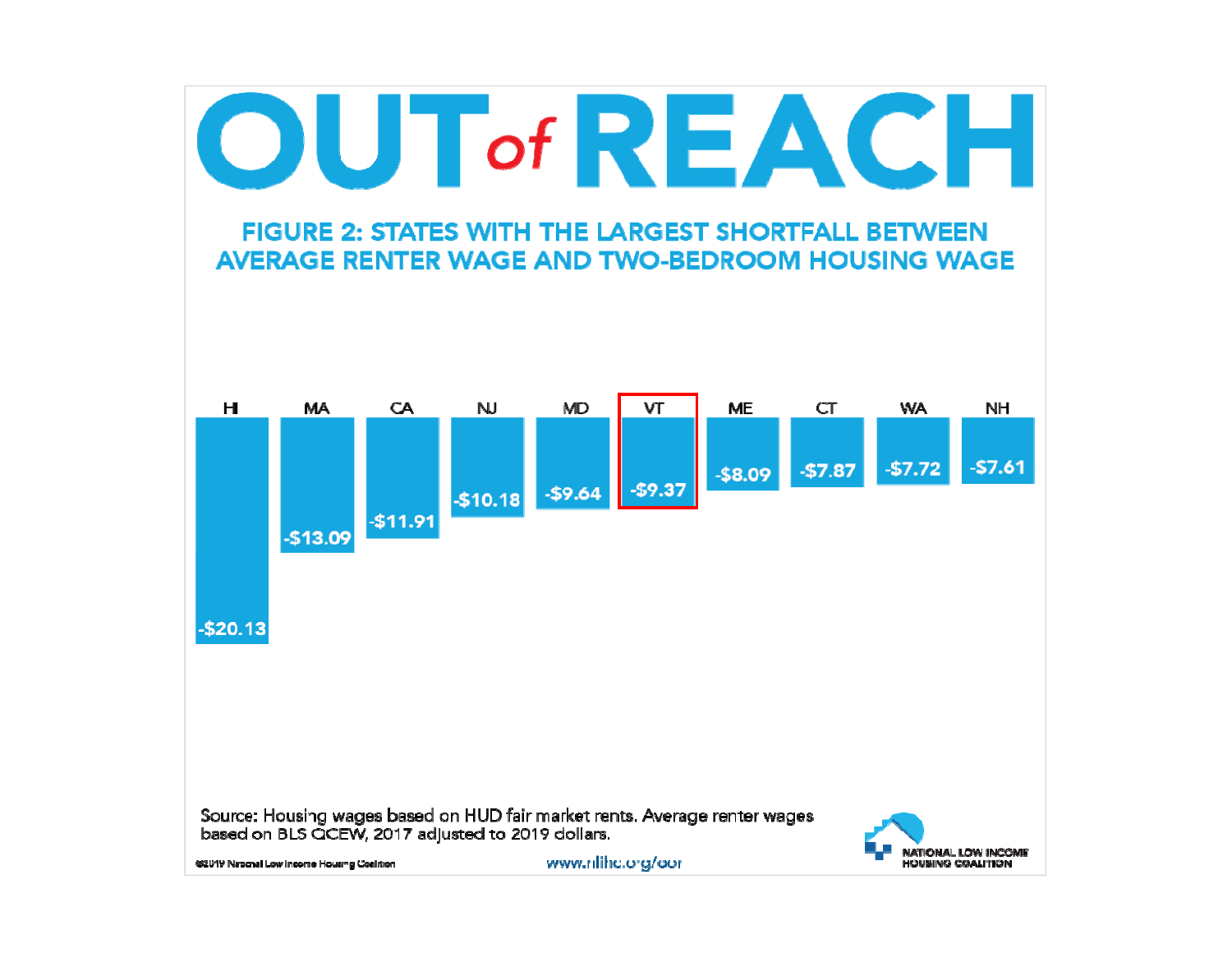# OUT of REACH

## FIGURE 2: STATES WITH THE LARGEST SHORTFALL BETWEEN AVERAGE RENTER WAGE AND TWO-BEDROOM HOUSING WAGE

| HI | MA | CA | NJ | MD | VT | ME | CT | WA | NH |
|---|---|---|---|---|---|---|---|---|---|
| -$20.13 | -$13.09 | -$11.91 | -$10.18 | -$9.64 | -$9.37 | -$8.09 | -$7.87 | -$7.72 | -$7.61 |

Source: Housing wages based on HUD fair market rents. Average renter wages based on BLS QCEW, 2017 adjusted to 2019 dollars.

©2019 National Low Income Housing Coalition

www.nlihc.org/oor

NATIONAL LOW INCOME HOUSING COALITION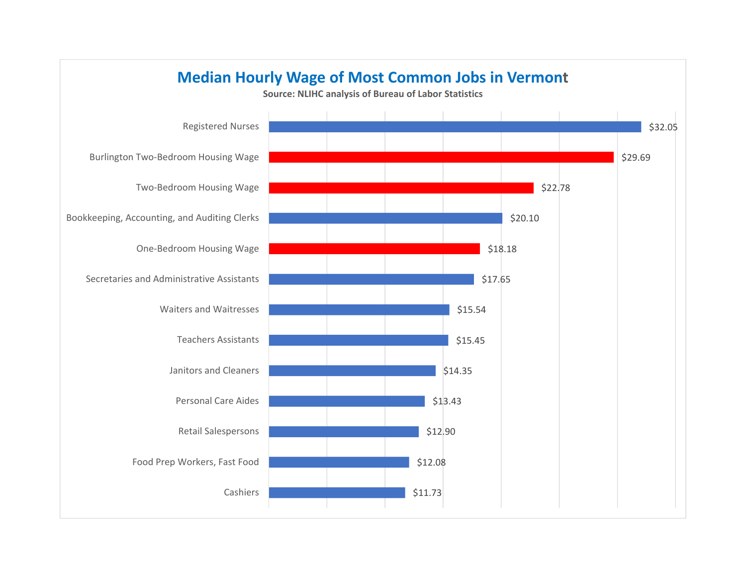## Median Hourly Wage of Most Common Jobs in Vermont

**Source: NLIHC analysis of Bureau of Labor Statistics**

Registered Nurses $32.05

Burlington Two-Bedroom Housing Wage $29.69

Two-Bedroom Housing Wage $22.78

Bookkeeping, Accounting, and Auditing Clerks $20.10

One-Bedroom Housing Wage $18.18

Secretaries and Administrative Assistants $17.65

Waiters and Waitresses $15.54

Teachers Assistants $15.45

Janitors and Cleaners $14.35

Personal Care Aides $13.43

Retail Salespersons $12.90

Food Prep Workers, Fast Food $12.08

Cashiers $11.73